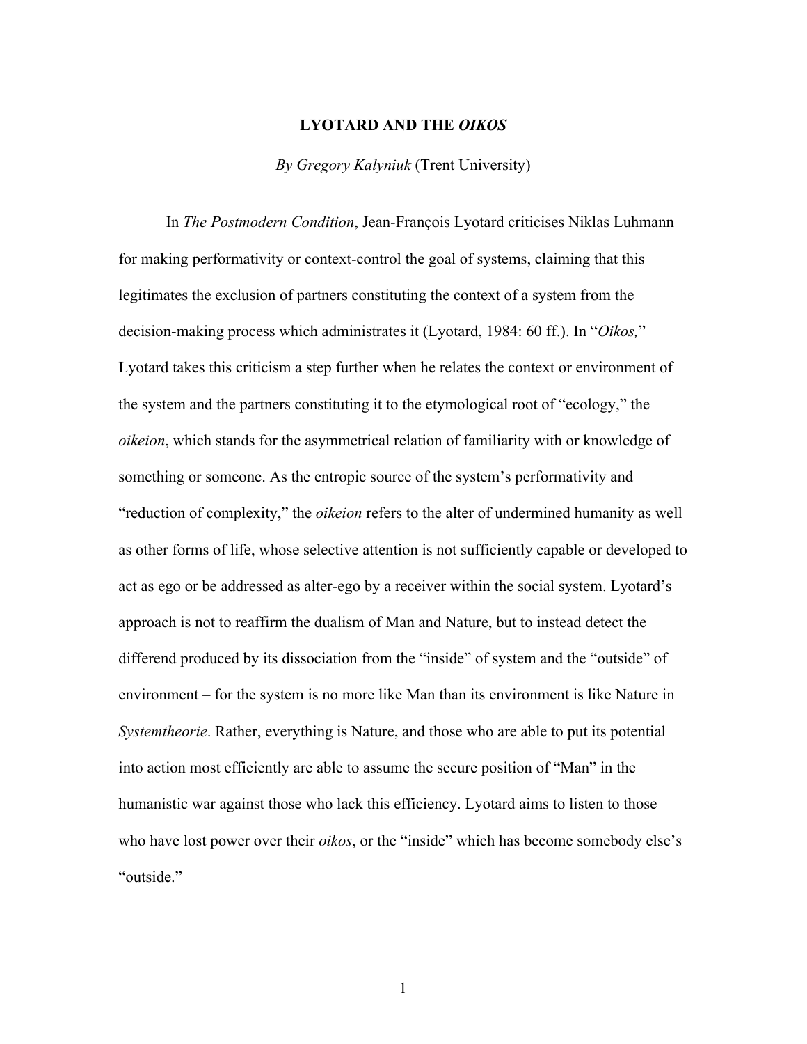# LYOTARD AND THE *OIKOS*

*By Gregory Kalyniuk* (Trent University)

In *The Postmodern Condition*, Jean-François Lyotard criticises Niklas Luhmann for making performativity or context-control the goal of systems, claiming that this legitimates the exclusion of partners constituting the context of a system from the decision-making process which administrates it (Lyotard, 1984: 60 ff.). In "*Oikos,*" Lyotard takes this criticism a step further when he relates the context or environment of the system and the partners constituting it to the etymological root of "ecology," the *oikeion*, which stands for the asymmetrical relation of familiarity with or knowledge of something or someone. As the entropic source of the system's performativity and "reduction of complexity," the *oikeion* refers to the alter of undermined humanity as well as other forms of life, whose selective attention is not sufficiently capable or developed to act as ego or be addressed as alter-ego by a receiver within the social system. Lyotard's approach is not to reaffirm the dualism of Man and Nature, but to instead detect the differend produced by its dissociation from the "inside" of system and the "outside" of environment – for the system is no more like Man than its environment is like Nature in *Systemtheorie*. Rather, everything is Nature, and those who are able to put its potential into action most efficiently are able to assume the secure position of "Man" in the humanistic war against those who lack this efficiency. Lyotard aims to listen to those who have lost power over their *oikos*, or the "inside" which has become somebody else's "outside."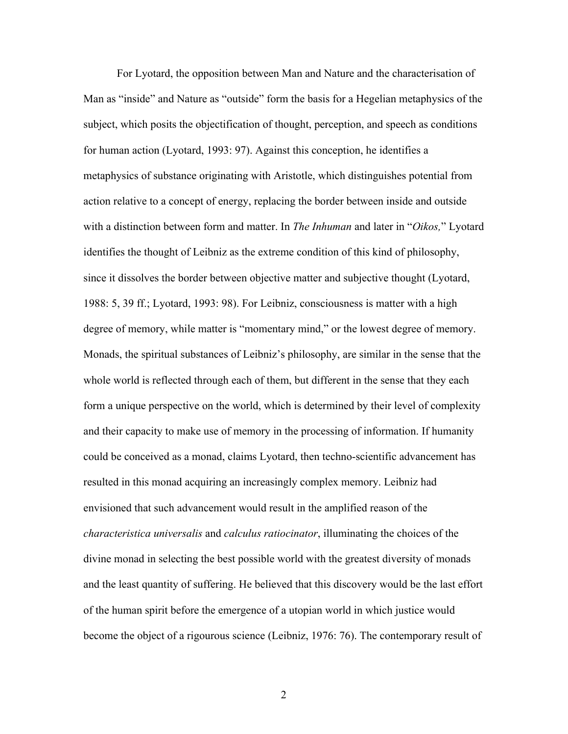For Lyotard, the opposition between Man and Nature and the characterisation of Man as "inside" and Nature as "outside" form the basis for a Hegelian metaphysics of the subject, which posits the objectification of thought, perception, and speech as conditions for human action (Lyotard, 1993: 97). Against this conception, he identifies a metaphysics of substance originating with Aristotle, which distinguishes potential from action relative to a concept of energy, replacing the border between inside and outside with a distinction between form and matter. In *The Inhuman* and later in "*Oikos,*" Lyotard identifies the thought of Leibniz as the extreme condition of this kind of philosophy, since it dissolves the border between objective matter and subjective thought (Lyotard, 1988: 5, 39 ff.; Lyotard, 1993: 98). For Leibniz, consciousness is matter with a high degree of memory, while matter is "momentary mind," or the lowest degree of memory. Monads, the spiritual substances of Leibniz's philosophy, are similar in the sense that the whole world is reflected through each of them, but different in the sense that they each form a unique perspective on the world, which is determined by their level of complexity and their capacity to make use of memory in the processing of information. If humanity could be conceived as a monad, claims Lyotard, then techno-scientific advancement has resulted in this monad acquiring an increasingly complex memory. Leibniz had envisioned that such advancement would result in the amplified reason of the *characteristica universalis* and *calculus ratiocinator*, illuminating the choices of the divine monad in selecting the best possible world with the greatest diversity of monads and the least quantity of suffering. He believed that this discovery would be the last effort of the human spirit before the emergence of a utopian world in which justice would become the object of a rigourous science (Leibniz, 1976: 76). The contemporary result of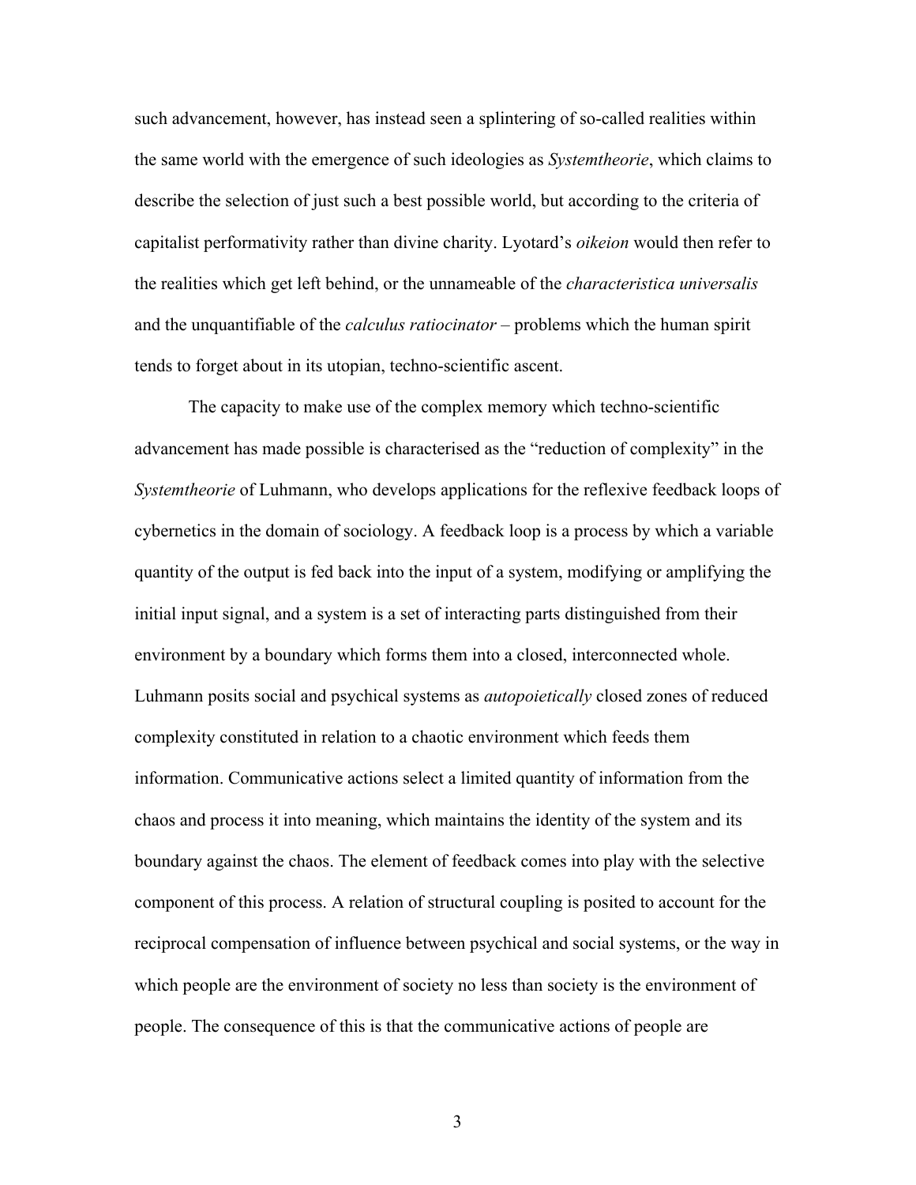such advancement, however, has instead seen a splintering of so-called realities within the same world with the emergence of such ideologies as *Systemtheorie*, which claims to describe the selection of just such a best possible world, but according to the criteria of capitalist performativity rather than divine charity. Lyotard's *oikeion* would then refer to the realities which get left behind, or the unnameable of the *characteristica universalis* and the unquantifiable of the *calculus ratiocinator* – problems which the human spirit tends to forget about in its utopian, techno-scientific ascent.

The capacity to make use of the complex memory which techno-scientific advancement has made possible is characterised as the "reduction of complexity" in the *Systemtheorie* of Luhmann, who develops applications for the reflexive feedback loops of cybernetics in the domain of sociology. A feedback loop is a process by which a variable quantity of the output is fed back into the input of a system, modifying or amplifying the initial input signal, and a system is a set of interacting parts distinguished from their environment by a boundary which forms them into a closed, interconnected whole. Luhmann posits social and psychical systems as *autopoietically* closed zones of reduced complexity constituted in relation to a chaotic environment which feeds them information. Communicative actions select a limited quantity of information from the chaos and process it into meaning, which maintains the identity of the system and its boundary against the chaos. The element of feedback comes into play with the selective component of this process. A relation of structural coupling is posited to account for the reciprocal compensation of influence between psychical and social systems, or the way in which people are the environment of society no less than society is the environment of people. The consequence of this is that the communicative actions of people are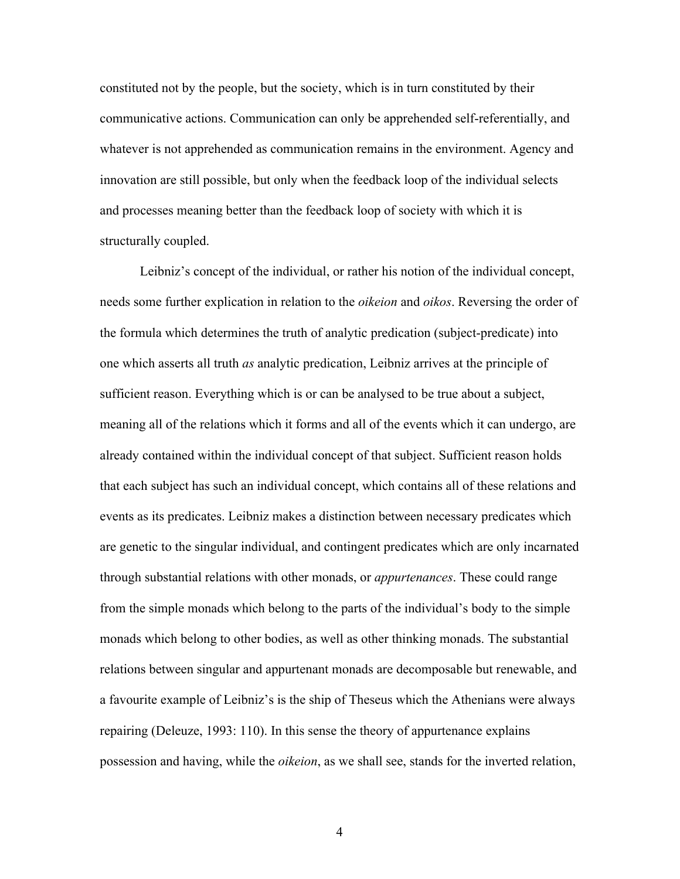constituted not by the people, but the society, which is in turn constituted by their communicative actions. Communication can only be apprehended self-referentially, and whatever is not apprehended as communication remains in the environment. Agency and innovation are still possible, but only when the feedback loop of the individual selects and processes meaning better than the feedback loop of society with which it is structurally coupled.

Leibniz's concept of the individual, or rather his notion of the individual concept, needs some further explication in relation to the *oikeion* and *oikos*. Reversing the order of the formula which determines the truth of analytic predication (subject-predicate) into one which asserts all truth *as* analytic predication, Leibniz arrives at the principle of sufficient reason. Everything which is or can be analysed to be true about a subject, meaning all of the relations which it forms and all of the events which it can undergo, are already contained within the individual concept of that subject. Sufficient reason holds that each subject has such an individual concept, which contains all of these relations and events as its predicates. Leibniz makes a distinction between necessary predicates which are genetic to the singular individual, and contingent predicates which are only incarnated through substantial relations with other monads, or *appurtenances*. These could range from the simple monads which belong to the parts of the individual's body to the simple monads which belong to other bodies, as well as other thinking monads. The substantial relations between singular and appurtenant monads are decomposable but renewable, and a favourite example of Leibniz's is the ship of Theseus which the Athenians were always repairing (Deleuze, 1993: 110). In this sense the theory of appurtenance explains possession and having, while the *oikeion*, as we shall see, stands for the inverted relation,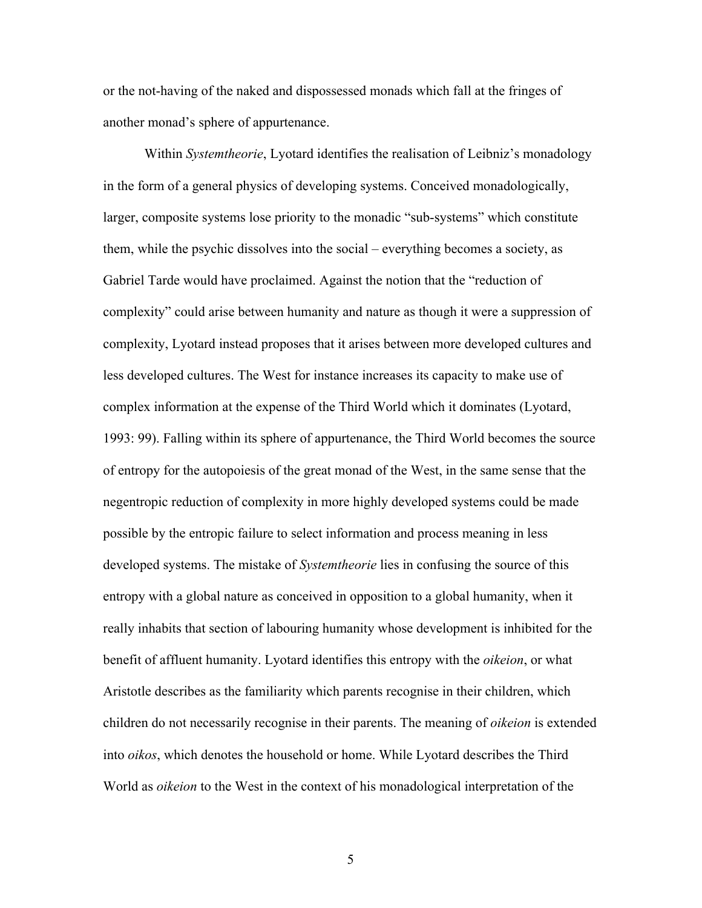or the not-having of the naked and dispossessed monads which fall at the fringes of another monad's sphere of appurtenance.

Within *Systemtheorie*, Lyotard identifies the realisation of Leibniz's monadology in the form of a general physics of developing systems. Conceived monadologically, larger, composite systems lose priority to the monadic "sub-systems" which constitute them, while the psychic dissolves into the social – everything becomes a society, as Gabriel Tarde would have proclaimed. Against the notion that the "reduction of complexity" could arise between humanity and nature as though it were a suppression of complexity, Lyotard instead proposes that it arises between more developed cultures and less developed cultures. The West for instance increases its capacity to make use of complex information at the expense of the Third World which it dominates (Lyotard, 1993: 99). Falling within its sphere of appurtenance, the Third World becomes the source of entropy for the autopoiesis of the great monad of the West, in the same sense that the negentropic reduction of complexity in more highly developed systems could be made possible by the entropic failure to select information and process meaning in less developed systems. The mistake of *Systemtheorie* lies in confusing the source of this entropy with a global nature as conceived in opposition to a global humanity, when it really inhabits that section of labouring humanity whose development is inhibited for the benefit of affluent humanity. Lyotard identifies this entropy with the *oikeion*, or what Aristotle describes as the familiarity which parents recognise in their children, which children do not necessarily recognise in their parents. The meaning of *oikeion* is extended into *oikos*, which denotes the household or home. While Lyotard describes the Third World as *oikeion* to the West in the context of his monadological interpretation of the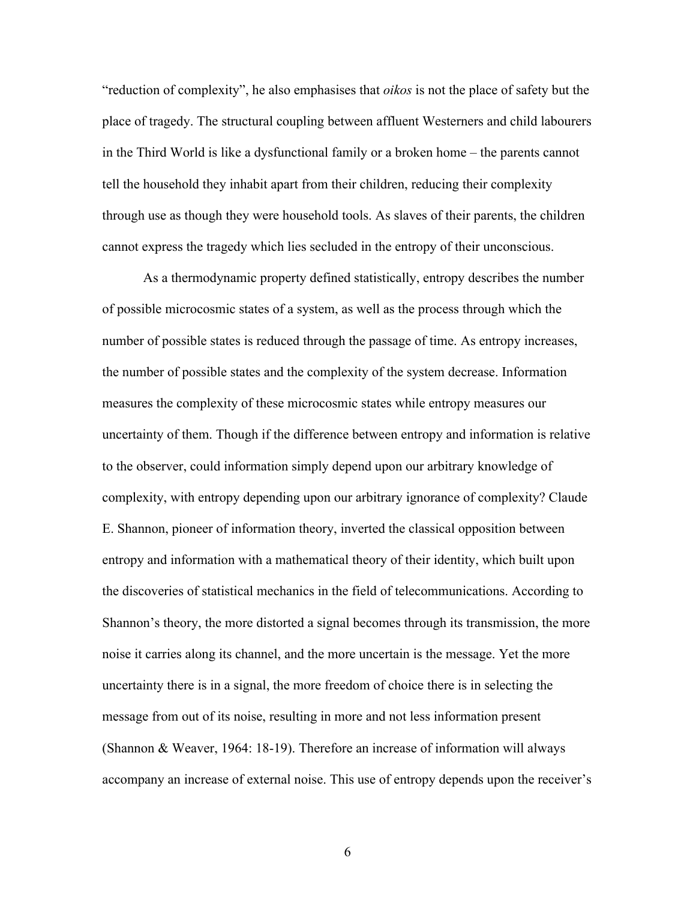"reduction of complexity", he also emphasises that *oikos* is not the place of safety but the place of tragedy. The structural coupling between affluent Westerners and child labourers in the Third World is like a dysfunctional family or a broken home – the parents cannot tell the household they inhabit apart from their children, reducing their complexity through use as though they were household tools. As slaves of their parents, the children cannot express the tragedy which lies secluded in the entropy of their unconscious.

As a thermodynamic property defined statistically, entropy describes the number of possible microcosmic states of a system, as well as the process through which the number of possible states is reduced through the passage of time. As entropy increases, the number of possible states and the complexity of the system decrease. Information measures the complexity of these microcosmic states while entropy measures our uncertainty of them. Though if the difference between entropy and information is relative to the observer, could information simply depend upon our arbitrary knowledge of complexity, with entropy depending upon our arbitrary ignorance of complexity? Claude E. Shannon, pioneer of information theory, inverted the classical opposition between entropy and information with a mathematical theory of their identity, which built upon the discoveries of statistical mechanics in the field of telecommunications. According to Shannon's theory, the more distorted a signal becomes through its transmission, the more noise it carries along its channel, and the more uncertain is the message. Yet the more uncertainty there is in a signal, the more freedom of choice there is in selecting the message from out of its noise, resulting in more and not less information present (Shannon & Weaver, 1964: 18-19). Therefore an increase of information will always accompany an increase of external noise. This use of entropy depends upon the receiver's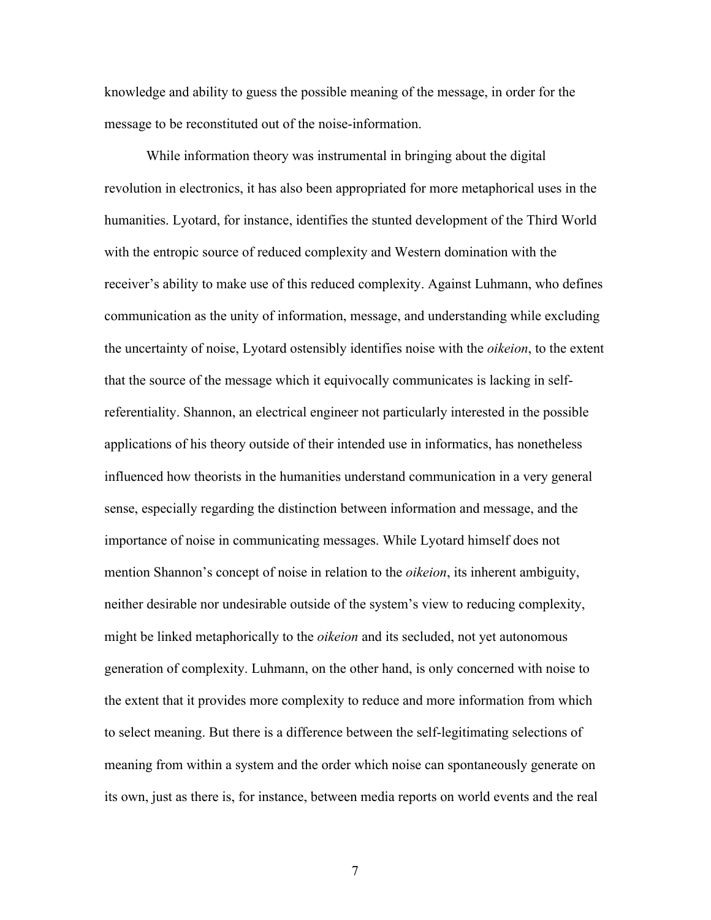knowledge and ability to guess the possible meaning of the message, in order for the message to be reconstituted out of the noise-information.

While information theory was instrumental in bringing about the digital revolution in electronics, it has also been appropriated for more metaphorical uses in the humanities. Lyotard, for instance, identifies the stunted development of the Third World with the entropic source of reduced complexity and Western domination with the receiver's ability to make use of this reduced complexity. Against Luhmann, who defines communication as the unity of information, message, and understanding while excluding the uncertainty of noise, Lyotard ostensibly identifies noise with the *oikeion*, to the extent that the source of the message which it equivocally communicates is lacking in self-referentiality. Shannon, an electrical engineer not particularly interested in the possible applications of his theory outside of their intended use in informatics, has nonetheless influenced how theorists in the humanities understand communication in a very general sense, especially regarding the distinction between information and message, and the importance of noise in communicating messages. While Lyotard himself does not mention Shannon's concept of noise in relation to the *oikeion*, its inherent ambiguity, neither desirable nor undesirable outside of the system's view to reducing complexity, might be linked metaphorically to the *oikeion* and its secluded, not yet autonomous generation of complexity. Luhmann, on the other hand, is only concerned with noise to the extent that it provides more complexity to reduce and more information from which to select meaning. But there is a difference between the self-legitimating selections of meaning from within a system and the order which noise can spontaneously generate on its own, just as there is, for instance, between media reports on world events and the real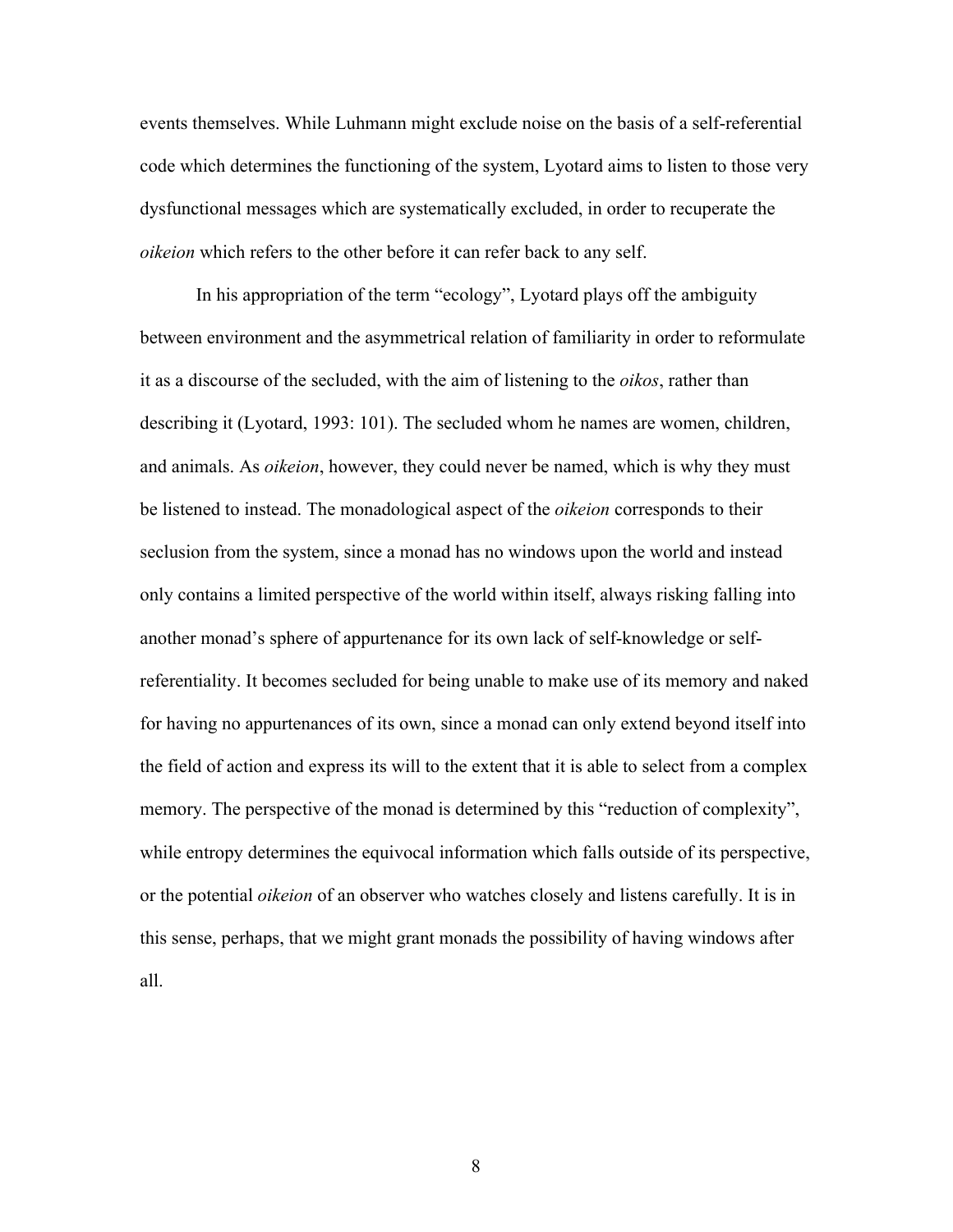events themselves. While Luhmann might exclude noise on the basis of a self-referential code which determines the functioning of the system, Lyotard aims to listen to those very dysfunctional messages which are systematically excluded, in order to recuperate the *oikeion* which refers to the other before it can refer back to any self.

In his appropriation of the term "ecology", Lyotard plays off the ambiguity between environment and the asymmetrical relation of familiarity in order to reformulate it as a discourse of the secluded, with the aim of listening to the *oikos*, rather than describing it (Lyotard, 1993: 101). The secluded whom he names are women, children, and animals. As *oikeion*, however, they could never be named, which is why they must be listened to instead. The monadological aspect of the *oikeion* corresponds to their seclusion from the system, since a monad has no windows upon the world and instead only contains a limited perspective of the world within itself, always risking falling into another monad's sphere of appurtenance for its own lack of self-knowledge or self-referentiality. It becomes secluded for being unable to make use of its memory and naked for having no appurtenances of its own, since a monad can only extend beyond itself into the field of action and express its will to the extent that it is able to select from a complex memory. The perspective of the monad is determined by this "reduction of complexity", while entropy determines the equivocal information which falls outside of its perspective, or the potential *oikeion* of an observer who watches closely and listens carefully. It is in this sense, perhaps, that we might grant monads the possibility of having windows after all.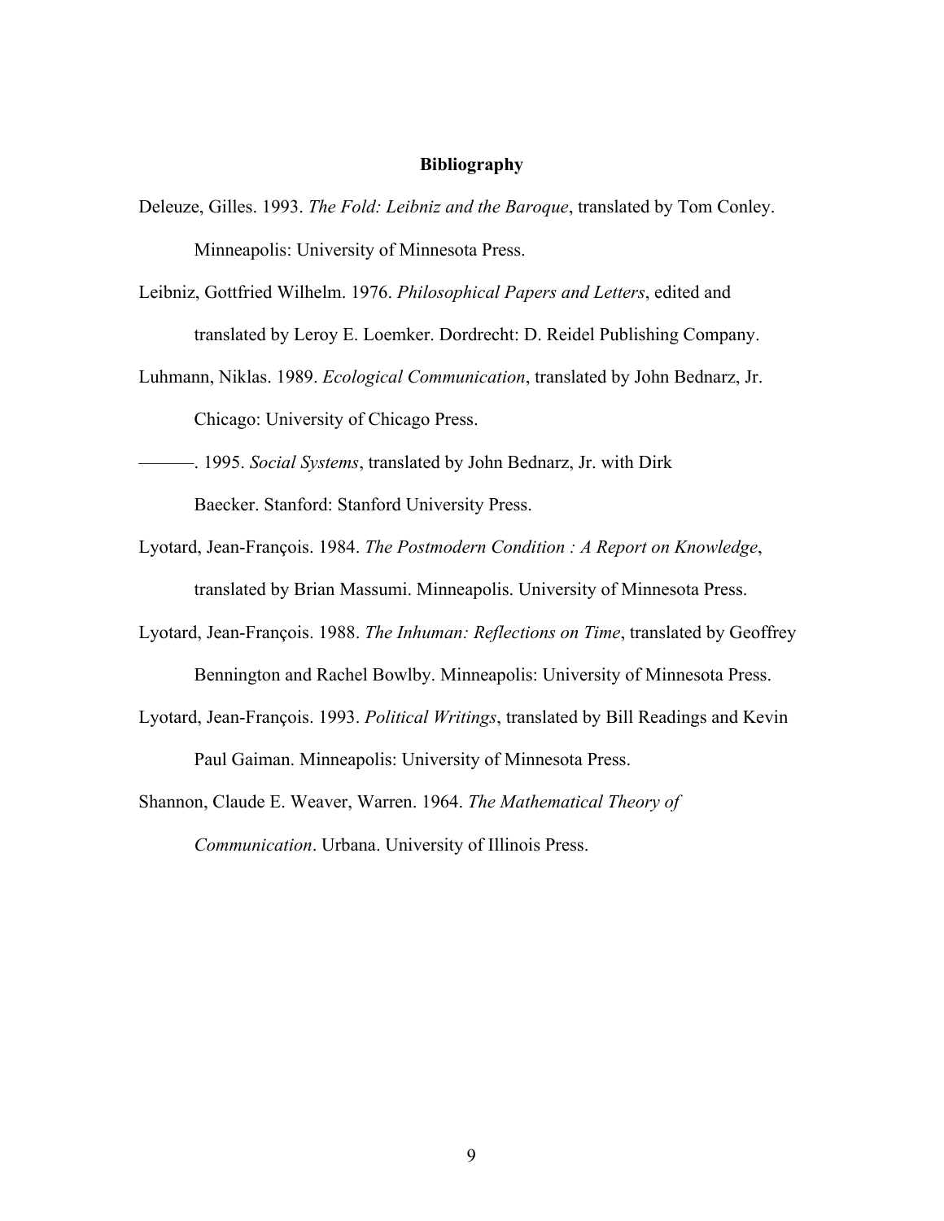**Bibliography**

Deleuze, Gilles. 1993. *The Fold: Leibniz and the Baroque*, translated by Tom Conley. Minneapolis: University of Minnesota Press.

Leibniz, Gottfried Wilhelm. 1976. *Philosophical Papers and Letters*, edited and translated by Leroy E. Loemker. Dordrecht: D. Reidel Publishing Company.

Luhmann, Niklas. 1989. *Ecological Communication*, translated by John Bednarz, Jr. Chicago: University of Chicago Press.

———. 1995. *Social Systems*, translated by John Bednarz, Jr. with Dirk Baecker. Stanford: Stanford University Press.

Lyotard, Jean-François. 1984. *The Postmodern Condition : A Report on Knowledge*, translated by Brian Massumi. Minneapolis. University of Minnesota Press.

Lyotard, Jean-François. 1988. *The Inhuman: Reflections on Time*, translated by Geoffrey Bennington and Rachel Bowlby. Minneapolis: University of Minnesota Press.

Lyotard, Jean-François. 1993. *Political Writings*, translated by Bill Readings and Kevin Paul Gaiman. Minneapolis: University of Minnesota Press.

Shannon, Claude E. Weaver, Warren. 1964. *The Mathematical Theory of Communication*. Urbana. University of Illinois Press.